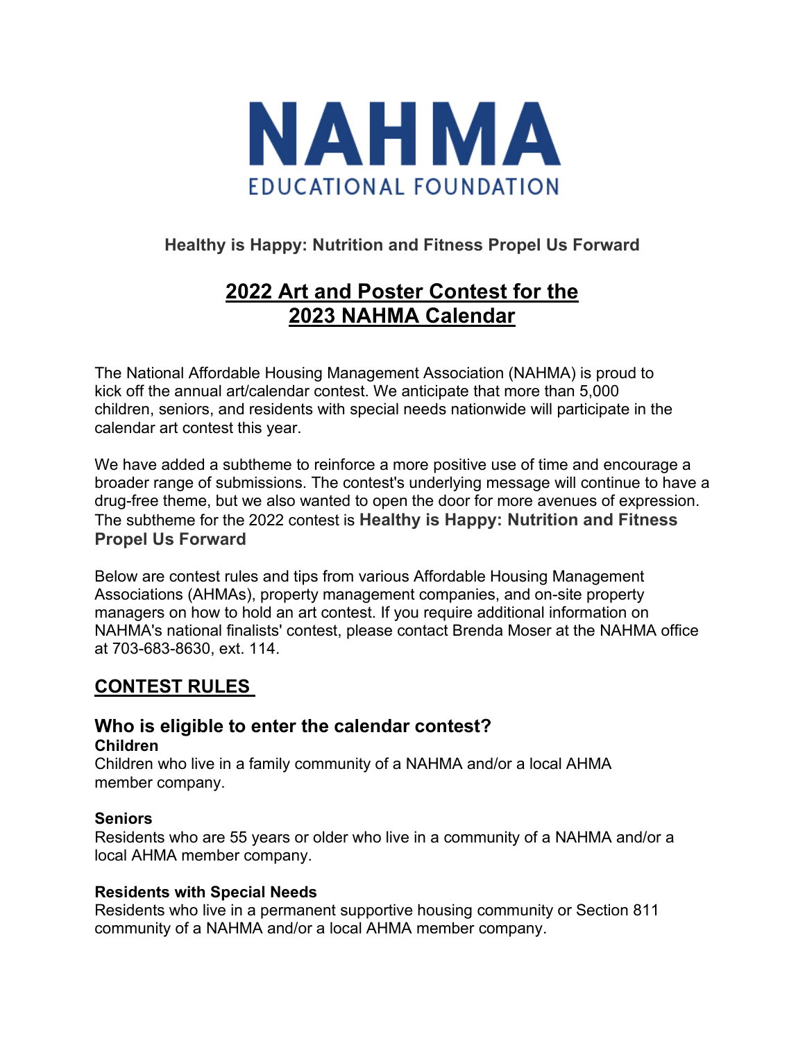# NAHMA

EDUCATIONAL FOUNDATION

**Healthy is Happy: Nutrition and Fitness Propel Us Forward**

## 2022 Art and Poster Contest for the 2023 NAHMA Calendar

The National Affordable Housing Management Association (NAHMA) is proud to kick off the annual art/calendar contest. We anticipate that more than 5,000 children, seniors, and residents with special needs nationwide will participate in the calendar art contest this year.

We have added a subtheme to reinforce a more positive use of time and encourage a broader range of submissions. The contest's underlying message will continue to have a drug-free theme, but we also wanted to open the door for more avenues of expression. The subtheme for the 2022 contest is **Healthy is Happy: Nutrition and Fitness Propel Us Forward**

Below are contest rules and tips from various Affordable Housing Management Associations (AHMAs), property management companies, and on-site property managers on how to hold an art contest. If you require additional information on NAHMA's national finalists' contest, please contact Brenda Moser at the NAHMA office at 703-683-8630, ext. 114.

## CONTEST RULES

### Who is eligible to enter the calendar contest?

**Children**
Children who live in a family community of a NAHMA and/or a local AHMA member company.

**Seniors**
Residents who are 55 years or older who live in a community of a NAHMA and/or a local AHMA member company.

**Residents with Special Needs**
Residents who live in a permanent supportive housing community or Section 811 community of a NAHMA and/or a local AHMA member company.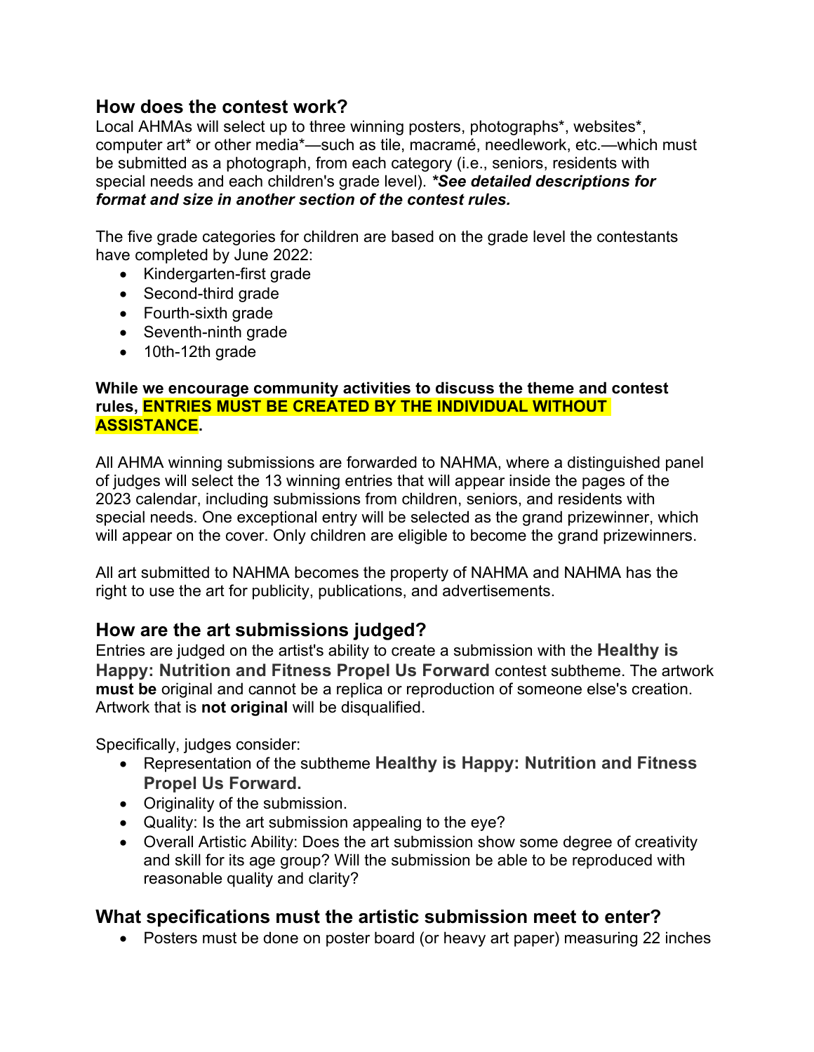## How does the contest work?

Local AHMAs will select up to three winning posters, photographs*, websites*, computer art* or other media*—such as tile, macramé, needlework, etc.—which must be submitted as a photograph, from each category (i.e., seniors, residents with special needs and each children's grade level). ***See detailed descriptions for format and size in another section of the contest rules.***

The five grade categories for children are based on the grade level the contestants have completed by June 2022:

- Kindergarten-first grade
- Second-third grade
- Fourth-sixth grade
- Seventh-ninth grade
- 10th-12th grade

**While we encourage community activities to discuss the theme and contest rules, ENTRIES MUST BE CREATED BY THE INDIVIDUAL WITHOUT ASSISTANCE.**

All AHMA winning submissions are forwarded to NAHMA, where a distinguished panel of judges will select the 13 winning entries that will appear inside the pages of the 2023 calendar, including submissions from children, seniors, and residents with special needs. One exceptional entry will be selected as the grand prizewinner, which will appear on the cover. Only children are eligible to become the grand prizewinners.

All art submitted to NAHMA becomes the property of NAHMA and NAHMA has the right to use the art for publicity, publications, and advertisements.

## How are the art submissions judged?

Entries are judged on the artist's ability to create a submission with the **Healthy is Happy: Nutrition and Fitness Propel Us Forward** contest subtheme. The artwork **must be** original and cannot be a replica or reproduction of someone else's creation. Artwork that is **not original** will be disqualified.

Specifically, judges consider:

- Representation of the subtheme **Healthy is Happy: Nutrition and Fitness Propel Us Forward.**
- Originality of the submission.
- Quality: Is the art submission appealing to the eye?
- Overall Artistic Ability: Does the art submission show some degree of creativity and skill for its age group? Will the submission be able to be reproduced with reasonable quality and clarity?

## What specifications must the artistic submission meet to enter?

- Posters must be done on poster board (or heavy art paper) measuring 22 inches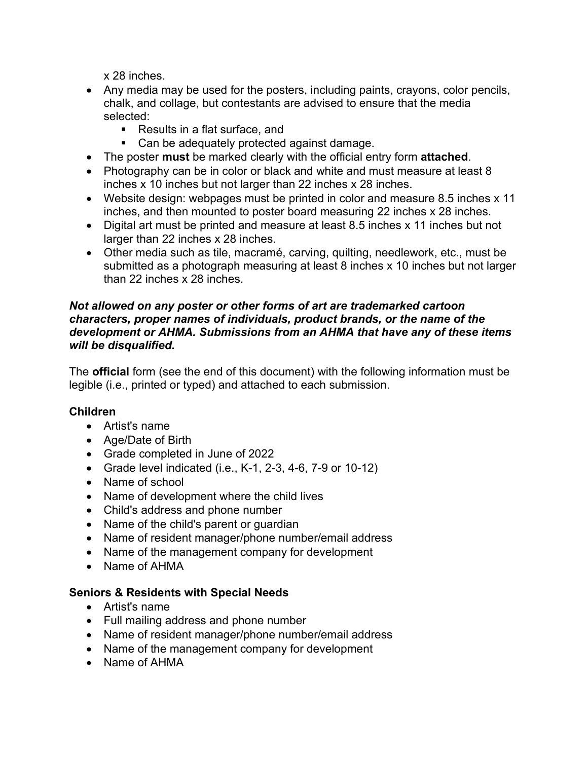x 28 inches.

- Any media may be used for the posters, including paints, crayons, color pencils, chalk, and collage, but contestants are advised to ensure that the media selected:
  - Results in a flat surface, and
  - Can be adequately protected against damage.
- The poster **must** be marked clearly with the official entry form **attached**.
- Photography can be in color or black and white and must measure at least 8 inches x 10 inches but not larger than 22 inches x 28 inches.
- Website design: webpages must be printed in color and measure 8.5 inches x 11 inches, and then mounted to poster board measuring 22 inches x 28 inches.
- Digital art must be printed and measure at least 8.5 inches x 11 inches but not larger than 22 inches x 28 inches.
- Other media such as tile, macramé, carving, quilting, needlework, etc., must be submitted as a photograph measuring at least 8 inches x 10 inches but not larger than 22 inches x 28 inches.

***Not allowed on any poster or other forms of art are trademarked cartoon characters, proper names of individuals, product brands, or the name of the development or AHMA. Submissions from an AHMA that have any of these items will be disqualified.***

The **official** form (see the end of this document) with the following information must be legible (i.e., printed or typed) and attached to each submission.

**Children**

- Artist's name
- Age/Date of Birth
- Grade completed in June of 2022
- Grade level indicated (i.e., K-1, 2-3, 4-6, 7-9 or 10-12)
- Name of school
- Name of development where the child lives
- Child's address and phone number
- Name of the child's parent or guardian
- Name of resident manager/phone number/email address
- Name of the management company for development
- Name of AHMA

**Seniors & Residents with Special Needs**

- Artist's name
- Full mailing address and phone number
- Name of resident manager/phone number/email address
- Name of the management company for development
- Name of AHMA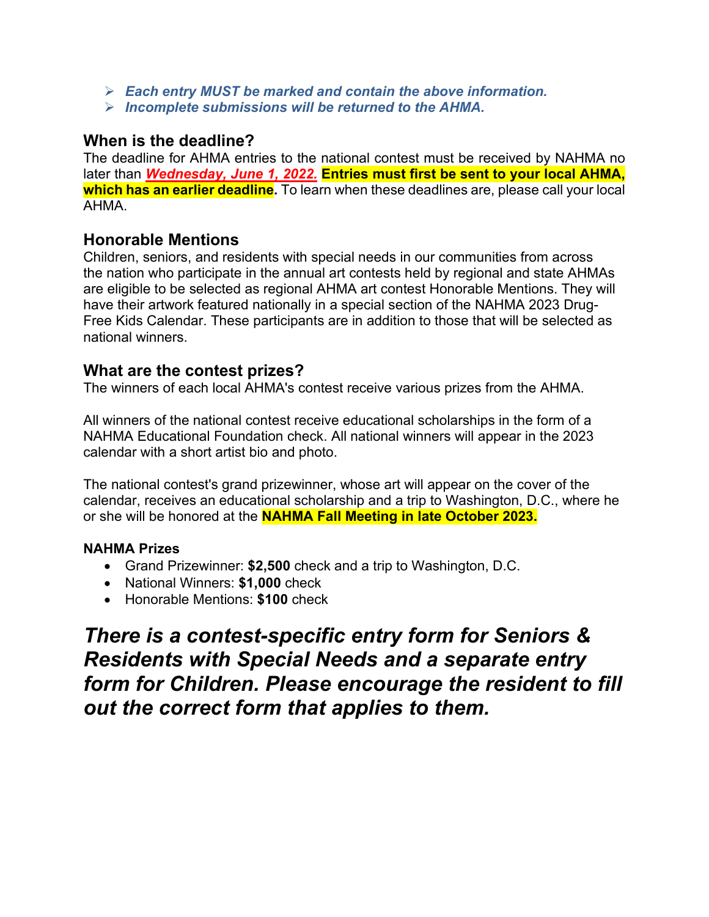- ***Each entry MUST be marked and contain the above information.***
- ***Incomplete submissions will be returned to the AHMA.***

## When is the deadline?

The deadline for AHMA entries to the national contest must be received by NAHMA no later than ***Wednesday, June 1, 2022.*** **Entries must first be sent to your local AHMA, which has an earlier deadline.** To learn when these deadlines are, please call your local AHMA.

## Honorable Mentions

Children, seniors, and residents with special needs in our communities from across the nation who participate in the annual art contests held by regional and state AHMAs are eligible to be selected as regional AHMA art contest Honorable Mentions. They will have their artwork featured nationally in a special section of the NAHMA 2023 Drug-Free Kids Calendar. These participants are in addition to those that will be selected as national winners.

## What are the contest prizes?

The winners of each local AHMA's contest receive various prizes from the AHMA.

All winners of the national contest receive educational scholarships in the form of a NAHMA Educational Foundation check. All national winners will appear in the 2023 calendar with a short artist bio and photo.

The national contest's grand prizewinner, whose art will appear on the cover of the calendar, receives an educational scholarship and a trip to Washington, D.C., where he or she will be honored at the **NAHMA Fall Meeting in late October 2023.**

### NAHMA Prizes

- Grand Prizewinner: **$2,500** check and a trip to Washington, D.C.
- National Winners: **$1,000** check
- Honorable Mentions: **$100** check

## ***There is a contest-specific entry form for Seniors & Residents with Special Needs and a separate entry form for Children. Please encourage the resident to fill out the correct form that applies to them.***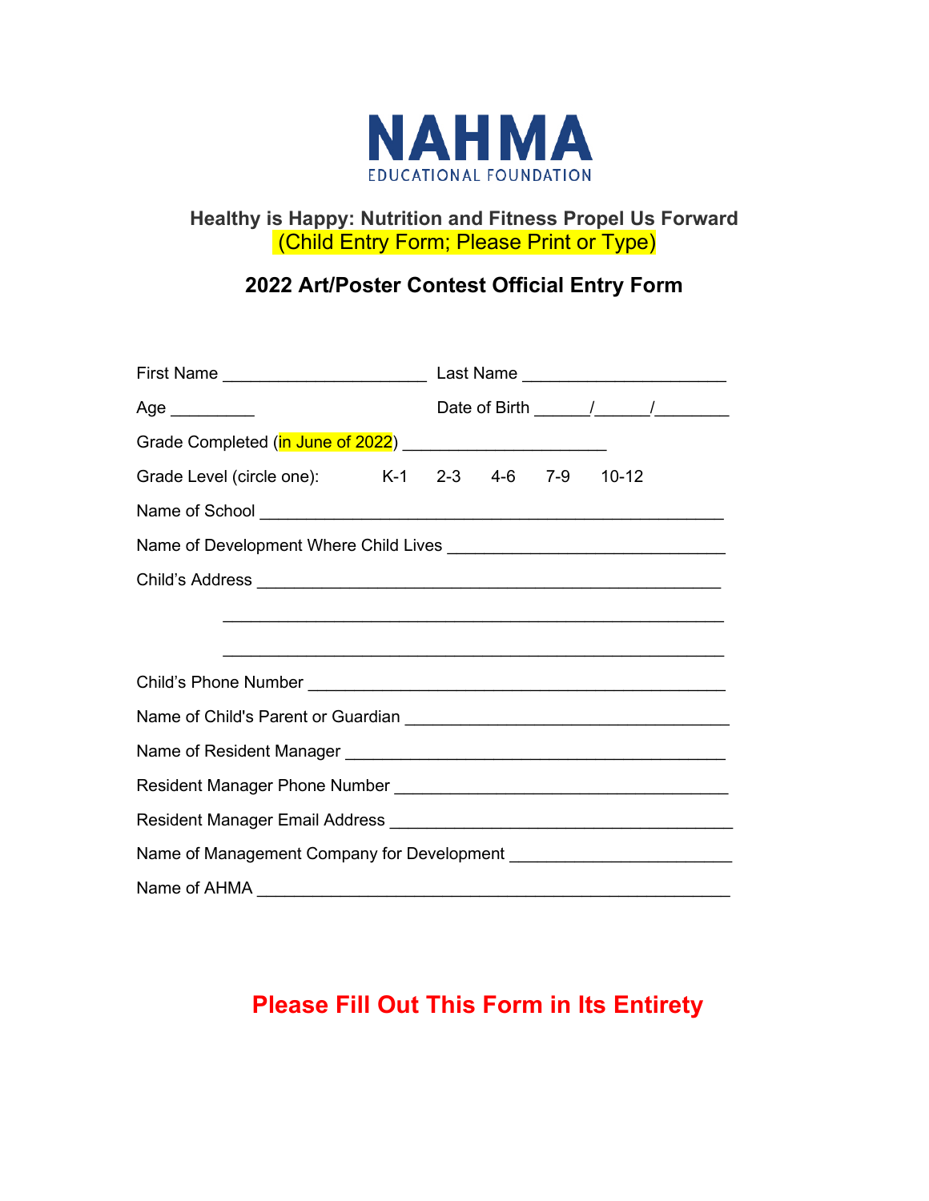# NAHMA

EDUCATIONAL FOUNDATION

**Healthy is Happy: Nutrition and Fitness Propel Us Forward**
(Child Entry Form; Please Print or Type)

## 2022 Art/Poster Contest Official Entry Form

First Name ______________________ Last Name ______________________

Age _________ Date of Birth ______/______/________

Grade Completed (in June of 2022) _____________________

Grade Level (circle one): K-1 2-3 4-6 7-9 10-12

Name of School ______________________________________________

Name of Development Where Child Lives _____________________________

Child's Address ______________________________________________

______________________________________________________

______________________________________________________

Child's Phone Number ________________________________________

Name of Child's Parent or Guardian _________________________________

Name of Resident Manager _____________________________________

Resident Manager Phone Number _________________________________

Resident Manager Email Address __________________________________

Name of Management Company for Development _______________________

Name of AHMA _______________________________________________

**Please Fill Out This Form in Its Entirety**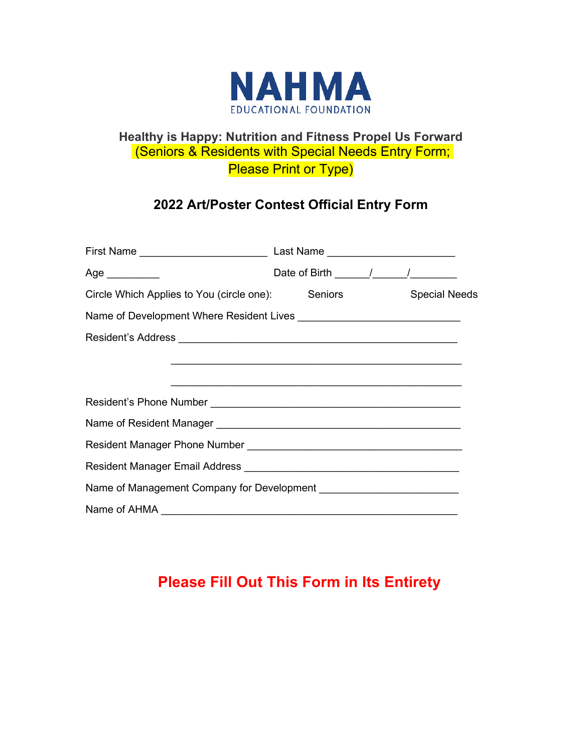NAHMA
EDUCATIONAL FOUNDATION

**Healthy is Happy: Nutrition and Fitness Propel Us Forward**

(Seniors & Residents with Special Needs Entry Form; Please Print or Type)

## 2022 Art/Poster Contest Official Entry Form

First Name ______________________ Last Name ______________________

Age _________ Date of Birth ______/______/________

Circle Which Applies to You (circle one): Seniors Special Needs

Name of Development Where Resident Lives ____________________________

Resident's Address ________________________________________________

________________________________________________

________________________________________________

Resident's Phone Number __________________________________________

Name of Resident Manager __________________________________________

Resident Manager Phone Number _____________________________________

Resident Manager Email Address _____________________________________

Name of Management Company for Development ________________________

Name of AHMA ___________________________________________________

**Please Fill Out This Form in Its Entirety**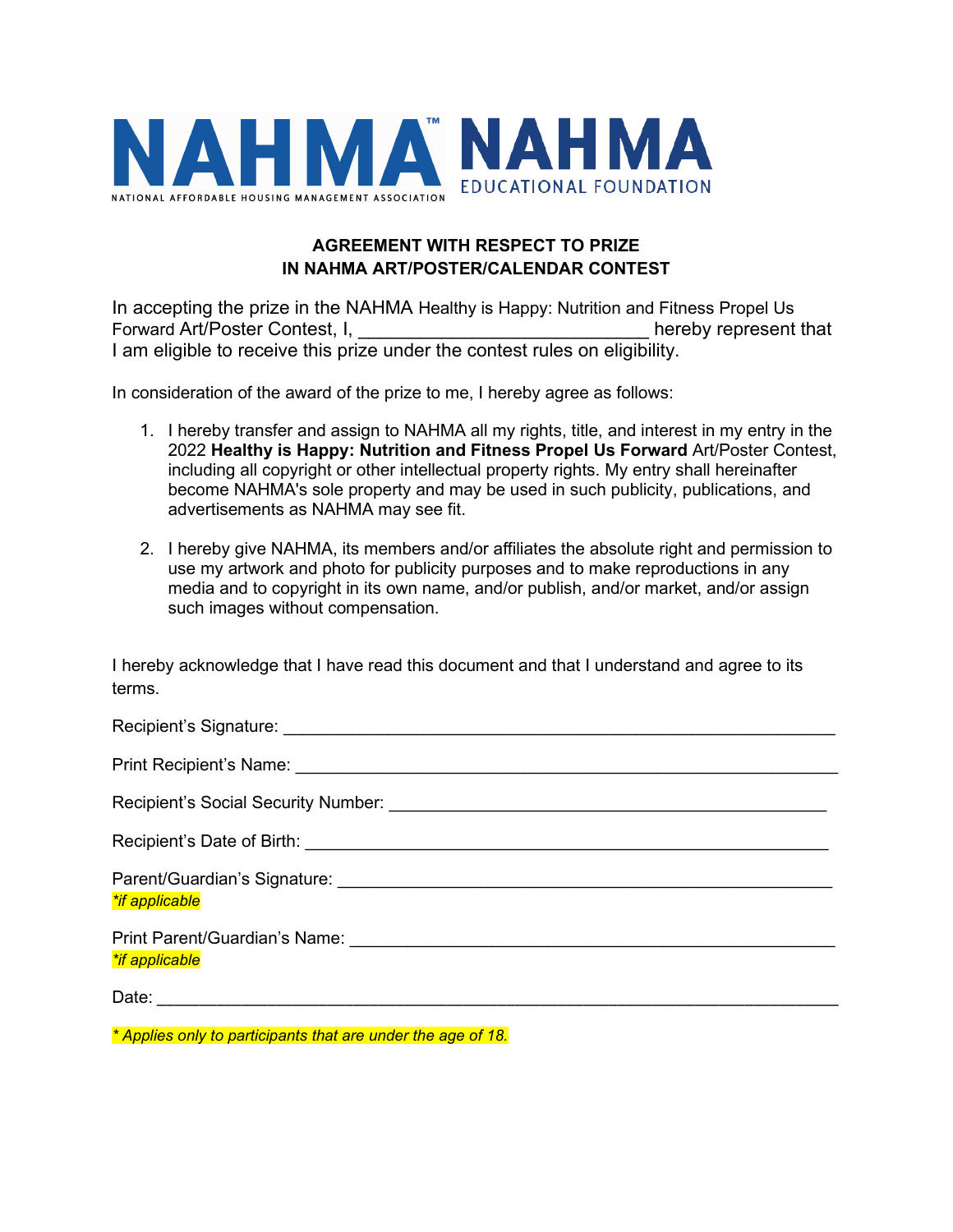NAHMA™ NATIONAL AFFORDABLE HOUSING MANAGEMENT ASSOCIATION

NAHMA EDUCATIONAL FOUNDATION

## AGREEMENT WITH RESPECT TO PRIZE
## IN NAHMA ART/POSTER/CALENDAR CONTEST

In accepting the prize in the NAHMA Healthy is Happy: Nutrition and Fitness Propel Us Forward Art/Poster Contest, I, ____________________________ hereby represent that I am eligible to receive this prize under the contest rules on eligibility.

In consideration of the award of the prize to me, I hereby agree as follows:

1. I hereby transfer and assign to NAHMA all my rights, title, and interest in my entry in the 2022 **Healthy is Happy: Nutrition and Fitness Propel Us Forward** Art/Poster Contest, including all copyright or other intellectual property rights. My entry shall hereinafter become NAHMA's sole property and may be used in such publicity, publications, and advertisements as NAHMA may see fit.

2. I hereby give NAHMA, its members and/or affiliates the absolute right and permission to use my artwork and photo for publicity purposes and to make reproductions in any media and to copyright in its own name, and/or publish, and/or market, and/or assign such images without compensation.

I hereby acknowledge that I have read this document and that I understand and agree to its terms.

Recipient's Signature: ____________________________________________________________

Print Recipient's Name: ____________________________________________________________

Recipient's Social Security Number: ______________________________________________

Recipient's Date of Birth: __________________________________________________________

Parent/Guardian's Signature: _______________________________________________________
*\*if applicable*

Print Parent/Guardian's Name: ______________________________________________________
*\*if applicable*

Date: _________________________________________________________________________

*\* Applies only to participants that are under the age of 18.*